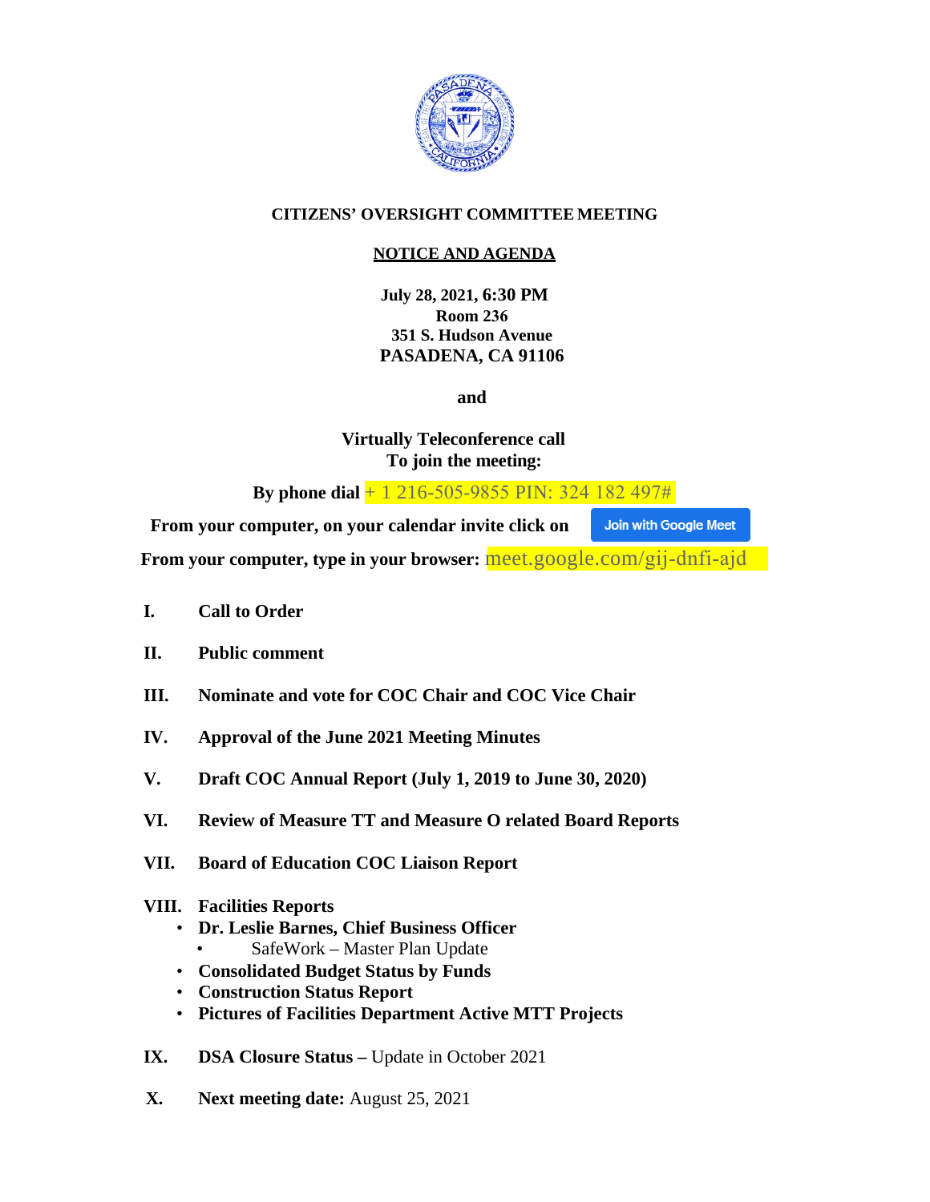**CITIZENS' OVERSIGHT COMMITTEE MEETING**

**NOTICE AND AGENDA**

**July 28, 2021, 6:30 PM**
**Room 236**
**351 S. Hudson Avenue**
**PASADENA, CA 91106**

**and**

**Virtually Teleconference call**
**To join the meeting:**

**By phone dial** + 1 216-505-9855 PIN: 324 182 497#

**From your computer, on your calendar invite click on** Join with Google Meet

**From your computer, type in your browser:** meet.google.com/gij-dnfi-ajd

**I. Call to Order**

**II. Public comment**

**III. Nominate and vote for COC Chair and COC Vice Chair**

**IV. Approval of the June 2021 Meeting Minutes**

**V. Draft COC Annual Report (July 1, 2019 to June 30, 2020)**

**VI. Review of Measure TT and Measure O related Board Reports**

**VII. Board of Education COC Liaison Report**

**VIII. Facilities Reports**
- **Dr. Leslie Barnes, Chief Business Officer**
  - SafeWork – Master Plan Update
- **Consolidated Budget Status by Funds**
- **Construction Status Report**
- **Pictures of Facilities Department Active MTT Projects**

**IX. DSA Closure Status –** Update in October 2021

**X. Next meeting date:** August 25, 2021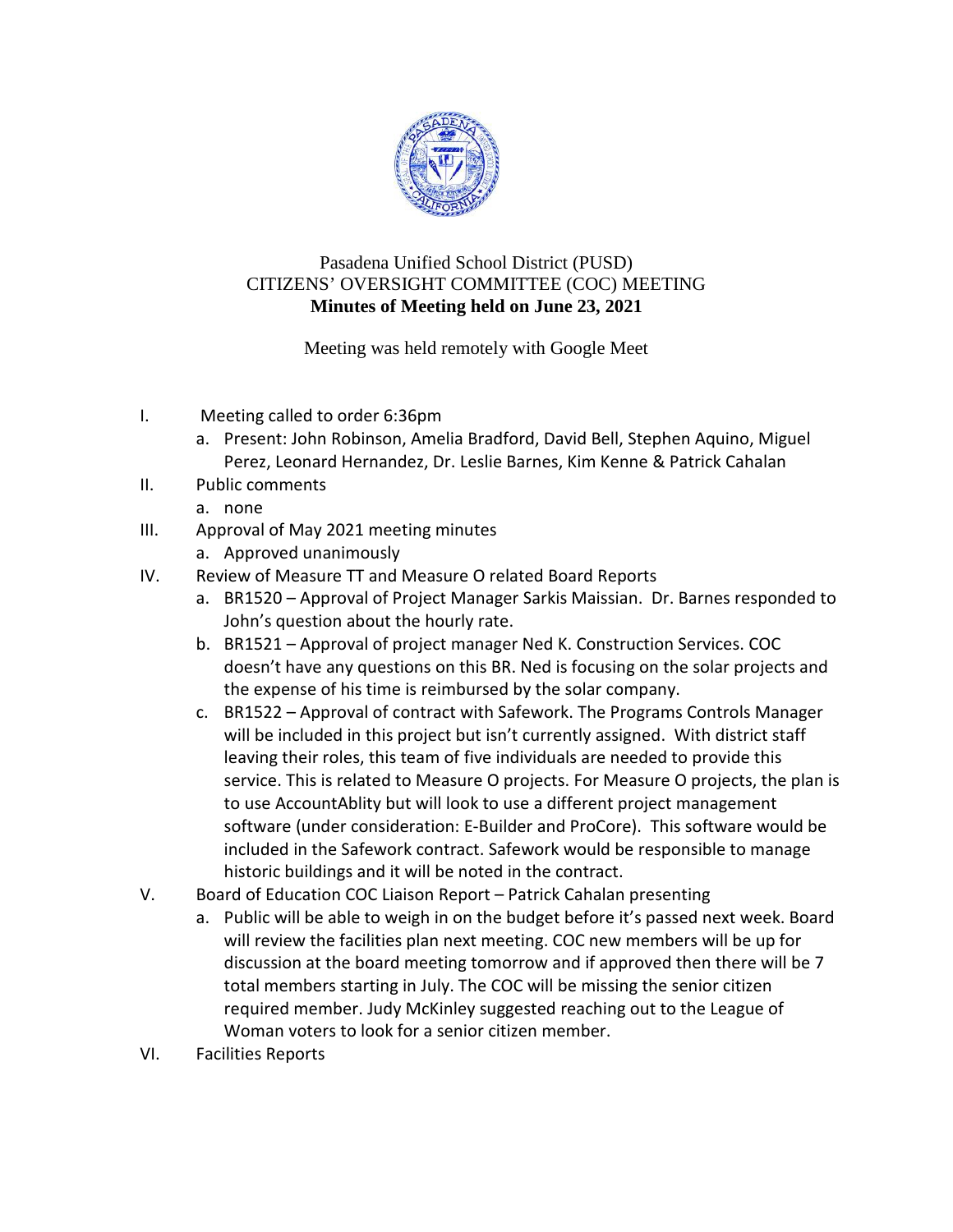Pasadena Unified School District (PUSD)
CITIZENS' OVERSIGHT COMMITTEE (COC) MEETING
**Minutes of Meeting held on June 23, 2021**

Meeting was held remotely with Google Meet

I. Meeting called to order 6:36pm
   a. Present: John Robinson, Amelia Bradford, David Bell, Stephen Aquino, Miguel Perez, Leonard Hernandez, Dr. Leslie Barnes, Kim Kenne & Patrick Cahalan
II. Public comments
   a. none
III. Approval of May 2021 meeting minutes
   a. Approved unanimously
IV. Review of Measure TT and Measure O related Board Reports
   a. BR1520 – Approval of Project Manager Sarkis Maissian. Dr. Barnes responded to John's question about the hourly rate.
   b. BR1521 – Approval of project manager Ned K. Construction Services. COC doesn't have any questions on this BR. Ned is focusing on the solar projects and the expense of his time is reimbursed by the solar company.
   c. BR1522 – Approval of contract with Safework. The Programs Controls Manager will be included in this project but isn't currently assigned. With district staff leaving their roles, this team of five individuals are needed to provide this service. This is related to Measure O projects. For Measure O projects, the plan is to use AccountAblity but will look to use a different project management software (under consideration: E-Builder and ProCore). This software would be included in the Safework contract. Safework would be responsible to manage historic buildings and it will be noted in the contract.
V. Board of Education COC Liaison Report – Patrick Cahalan presenting
   a. Public will be able to weigh in on the budget before it's passed next week. Board will review the facilities plan next meeting. COC new members will be up for discussion at the board meeting tomorrow and if approved then there will be 7 total members starting in July. The COC will be missing the senior citizen required member. Judy McKinley suggested reaching out to the League of Woman voters to look for a senior citizen member.
VI. Facilities Reports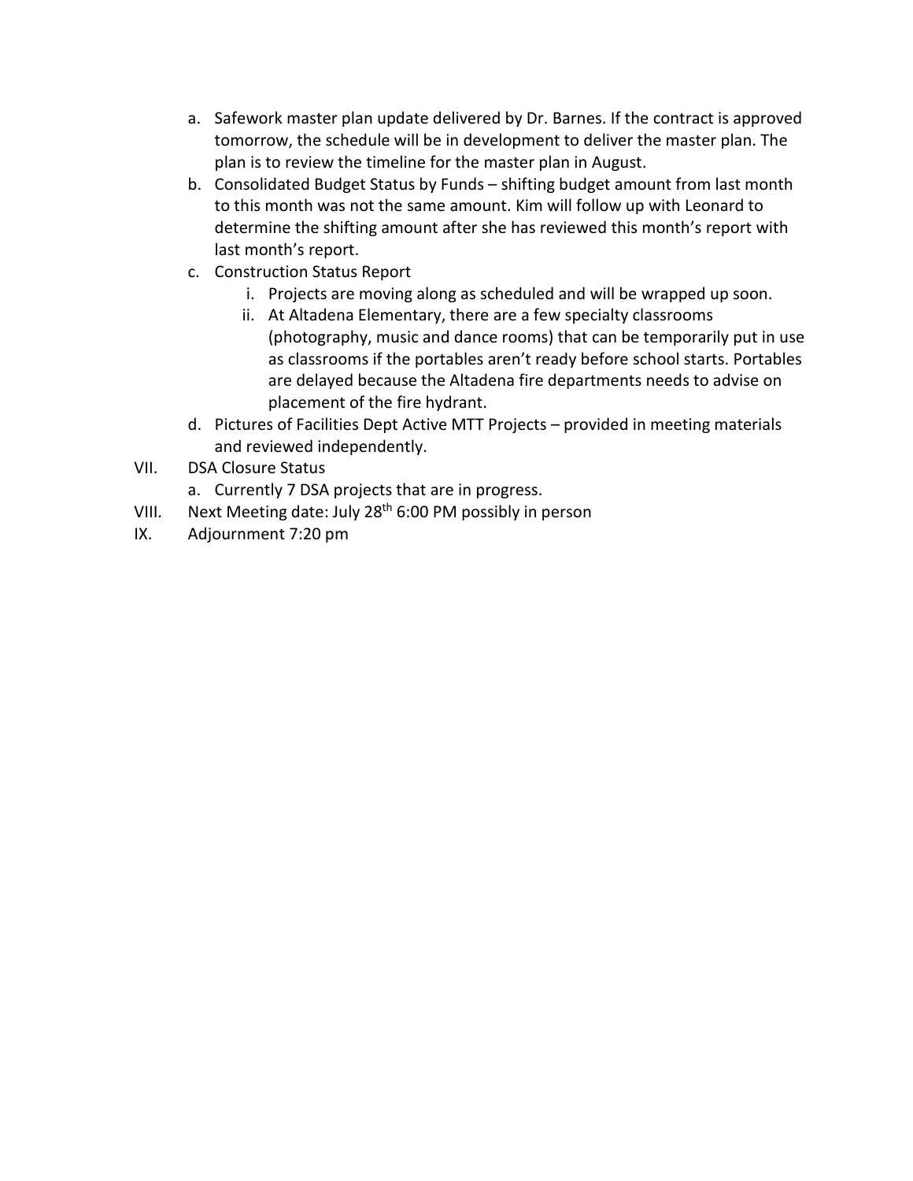a. Safework master plan update delivered by Dr. Barnes. If the contract is approved tomorrow, the schedule will be in development to deliver the master plan. The plan is to review the timeline for the master plan in August.
   b. Consolidated Budget Status by Funds – shifting budget amount from last month to this month was not the same amount. Kim will follow up with Leonard to determine the shifting amount after she has reviewed this month's report with last month's report.
   c. Construction Status Report
      i. Projects are moving along as scheduled and will be wrapped up soon.
      ii. At Altadena Elementary, there are a few specialty classrooms (photography, music and dance rooms) that can be temporarily put in use as classrooms if the portables aren't ready before school starts. Portables are delayed because the Altadena fire departments needs to advise on placement of the fire hydrant.
   d. Pictures of Facilities Dept Active MTT Projects – provided in meeting materials and reviewed independently.

VII. DSA Closure Status
   a. Currently 7 DSA projects that are in progress.

VIII. Next Meeting date: July 28th 6:00 PM possibly in person

IX. Adjournment 7:20 pm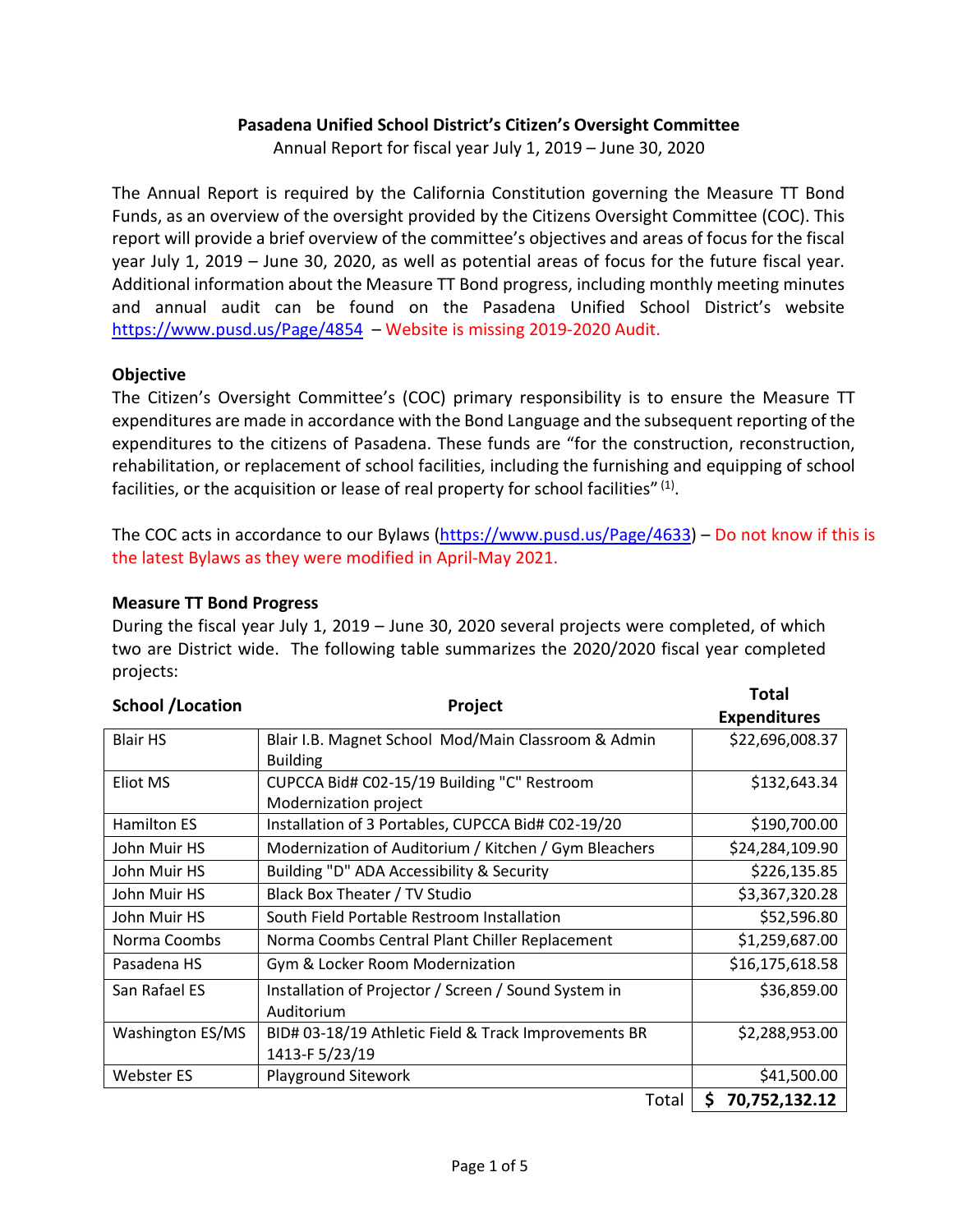**Pasadena Unified School District's Citizen's Oversight Committee**

Annual Report for fiscal year July 1, 2019 – June 30, 2020

The Annual Report is required by the California Constitution governing the Measure TT Bond Funds, as an overview of the oversight provided by the Citizens Oversight Committee (COC). This report will provide a brief overview of the committee's objectives and areas of focus for the fiscal year July 1, 2019 – June 30, 2020, as well as potential areas of focus for the future fiscal year. Additional information about the Measure TT Bond progress, including monthly meeting minutes and annual audit can be found on the Pasadena Unified School District's website https://www.pusd.us/Page/4854 – Website is missing 2019-2020 Audit.

### Objective

The Citizen's Oversight Committee's (COC) primary responsibility is to ensure the Measure TT expenditures are made in accordance with the Bond Language and the subsequent reporting of the expenditures to the citizens of Pasadena. These funds are "for the construction, reconstruction, rehabilitation, or replacement of school facilities, including the furnishing and equipping of school facilities, or the acquisition or lease of real property for school facilities" (1).

The COC acts in accordance to our Bylaws (https://www.pusd.us/Page/4633) – Do not know if this is the latest Bylaws as they were modified in April-May 2021.

### Measure TT Bond Progress

During the fiscal year July 1, 2019 – June 30, 2020 several projects were completed, of which two are District wide. The following table summarizes the 2020/2020 fiscal year completed projects:

| School /Location | Project | Total Expenditures |
|---|---|---|
| Blair HS | Blair I.B. Magnet School Mod/Main Classroom & Admin Building | $22,696,008.37 |
| Eliot MS | CUPCCA Bid# C02-15/19 Building "C" Restroom Modernization project | $132,643.34 |
| Hamilton ES | Installation of 3 Portables, CUPCCA Bid# C02-19/20 | $190,700.00 |
| John Muir HS | Modernization of Auditorium / Kitchen / Gym Bleachers | $24,284,109.90 |
| John Muir HS | Building "D" ADA Accessibility & Security | $226,135.85 |
| John Muir HS | Black Box Theater / TV Studio | $3,367,320.28 |
| John Muir HS | South Field Portable Restroom Installation | $52,596.80 |
| Norma Coombs | Norma Coombs Central Plant Chiller Replacement | $1,259,687.00 |
| Pasadena HS | Gym & Locker Room Modernization | $16,175,618.58 |
| San Rafael ES | Installation of Projector / Screen / Sound System in Auditorium | $36,859.00 |
| Washington ES/MS | BID# 03-18/19 Athletic Field & Track Improvements BR 1413-F 5/23/19 | $2,288,953.00 |
| Webster ES | Playground Sitework | $41,500.00 |
| | Total | **$ 70,752,132.12** |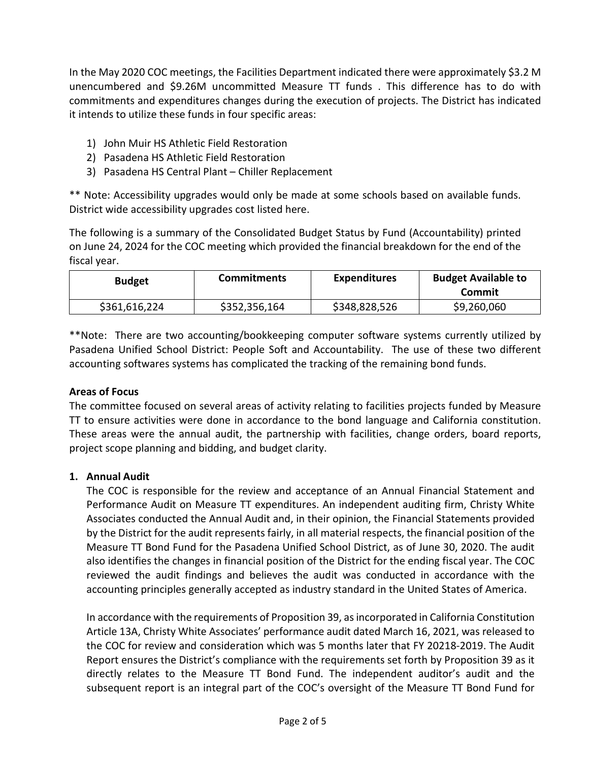In the May 2020 COC meetings, the Facilities Department indicated there were approximately $3.2 M unencumbered and $9.26M uncommitted Measure TT funds . This difference has to do with commitments and expenditures changes during the execution of projects. The District has indicated it intends to utilize these funds in four specific areas:

1) John Muir HS Athletic Field Restoration
2) Pasadena HS Athletic Field Restoration
3) Pasadena HS Central Plant – Chiller Replacement

** Note: Accessibility upgrades would only be made at some schools based on available funds. District wide accessibility upgrades cost listed here.

The following is a summary of the Consolidated Budget Status by Fund (Accountability) printed on June 24, 2024 for the COC meeting which provided the financial breakdown for the end of the fiscal year.

| Budget | Commitments | Expenditures | Budget Available to Commit |
|---|---|---|---|
| $361,616,224 | $352,356,164 | $348,828,526 | $9,260,060 |

**Note: There are two accounting/bookkeeping computer software systems currently utilized by Pasadena Unified School District: People Soft and Accountability. The use of these two different accounting softwares systems has complicated the tracking of the remaining bond funds.

**Areas of Focus**

The committee focused on several areas of activity relating to facilities projects funded by Measure TT to ensure activities were done in accordance to the bond language and California constitution. These areas were the annual audit, the partnership with facilities, change orders, board reports, project scope planning and bidding, and budget clarity.

**1. Annual Audit**

The COC is responsible for the review and acceptance of an Annual Financial Statement and Performance Audit on Measure TT expenditures. An independent auditing firm, Christy White Associates conducted the Annual Audit and, in their opinion, the Financial Statements provided by the District for the audit represents fairly, in all material respects, the financial position of the Measure TT Bond Fund for the Pasadena Unified School District, as of June 30, 2020. The audit also identifies the changes in financial position of the District for the ending fiscal year. The COC reviewed the audit findings and believes the audit was conducted in accordance with the accounting principles generally accepted as industry standard in the United States of America.

In accordance with the requirements of Proposition 39, as incorporated in California Constitution Article 13A, Christy White Associates' performance audit dated March 16, 2021, was released to the COC for review and consideration which was 5 months later that FY 20218-2019. The Audit Report ensures the District's compliance with the requirements set forth by Proposition 39 as it directly relates to the Measure TT Bond Fund. The independent auditor's audit and the subsequent report is an integral part of the COC's oversight of the Measure TT Bond Fund for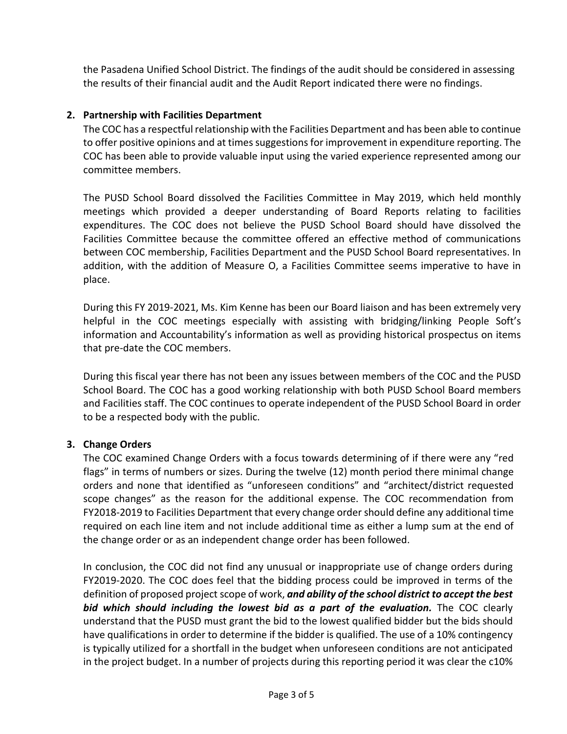the Pasadena Unified School District. The findings of the audit should be considered in assessing the results of their financial audit and the Audit Report indicated there were no findings.

**2. Partnership with Facilities Department**

The COC has a respectful relationship with the Facilities Department and has been able to continue to offer positive opinions and at times suggestions for improvement in expenditure reporting. The COC has been able to provide valuable input using the varied experience represented among our committee members.

The PUSD School Board dissolved the Facilities Committee in May 2019, which held monthly meetings which provided a deeper understanding of Board Reports relating to facilities expenditures. The COC does not believe the PUSD School Board should have dissolved the Facilities Committee because the committee offered an effective method of communications between COC membership, Facilities Department and the PUSD School Board representatives. In addition, with the addition of Measure O, a Facilities Committee seems imperative to have in place.

During this FY 2019-2021, Ms. Kim Kenne has been our Board liaison and has been extremely very helpful in the COC meetings especially with assisting with bridging/linking People Soft's information and Accountability's information as well as providing historical prospectus on items that pre-date the COC members.

During this fiscal year there has not been any issues between members of the COC and the PUSD School Board. The COC has a good working relationship with both PUSD School Board members and Facilities staff. The COC continues to operate independent of the PUSD School Board in order to be a respected body with the public.

**3. Change Orders**

The COC examined Change Orders with a focus towards determining of if there were any "red flags" in terms of numbers or sizes. During the twelve (12) month period there minimal change orders and none that identified as "unforeseen conditions" and "architect/district requested scope changes" as the reason for the additional expense. The COC recommendation from FY2018-2019 to Facilities Department that every change order should define any additional time required on each line item and not include additional time as either a lump sum at the end of the change order or as an independent change order has been followed.

In conclusion, the COC did not find any unusual or inappropriate use of change orders during FY2019-2020. The COC does feel that the bidding process could be improved in terms of the definition of proposed project scope of work, ***and ability of the school district to accept the best bid which should including the lowest bid as a part of the evaluation.*** The COC clearly understand that the PUSD must grant the bid to the lowest qualified bidder but the bids should have qualifications in order to determine if the bidder is qualified. The use of a 10% contingency is typically utilized for a shortfall in the budget when unforeseen conditions are not anticipated in the project budget. In a number of projects during this reporting period it was clear the c10%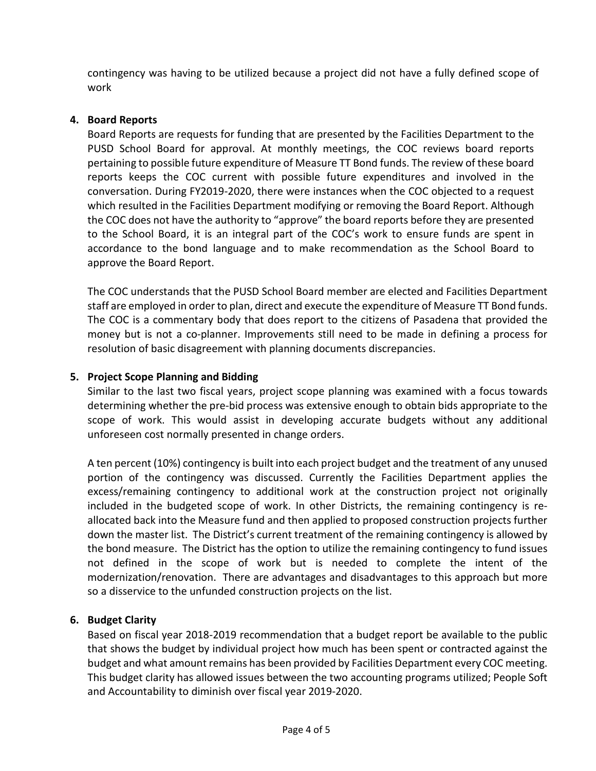contingency was having to be utilized because a project did not have a fully defined scope of work

**4. Board Reports**

Board Reports are requests for funding that are presented by the Facilities Department to the PUSD School Board for approval. At monthly meetings, the COC reviews board reports pertaining to possible future expenditure of Measure TT Bond funds. The review of these board reports keeps the COC current with possible future expenditures and involved in the conversation. During FY2019-2020, there were instances when the COC objected to a request which resulted in the Facilities Department modifying or removing the Board Report. Although the COC does not have the authority to "approve" the board reports before they are presented to the School Board, it is an integral part of the COC's work to ensure funds are spent in accordance to the bond language and to make recommendation as the School Board to approve the Board Report.

The COC understands that the PUSD School Board member are elected and Facilities Department staff are employed in order to plan, direct and execute the expenditure of Measure TT Bond funds. The COC is a commentary body that does report to the citizens of Pasadena that provided the money but is not a co-planner. Improvements still need to be made in defining a process for resolution of basic disagreement with planning documents discrepancies.

**5. Project Scope Planning and Bidding**

Similar to the last two fiscal years, project scope planning was examined with a focus towards determining whether the pre-bid process was extensive enough to obtain bids appropriate to the scope of work. This would assist in developing accurate budgets without any additional unforeseen cost normally presented in change orders.

A ten percent (10%) contingency is built into each project budget and the treatment of any unused portion of the contingency was discussed. Currently the Facilities Department applies the excess/remaining contingency to additional work at the construction project not originally included in the budgeted scope of work. In other Districts, the remaining contingency is re-allocated back into the Measure fund and then applied to proposed construction projects further down the master list. The District's current treatment of the remaining contingency is allowed by the bond measure. The District has the option to utilize the remaining contingency to fund issues not defined in the scope of work but is needed to complete the intent of the modernization/renovation. There are advantages and disadvantages to this approach but more so a disservice to the unfunded construction projects on the list.

**6. Budget Clarity**

Based on fiscal year 2018-2019 recommendation that a budget report be available to the public that shows the budget by individual project how much has been spent or contracted against the budget and what amount remains has been provided by Facilities Department every COC meeting. This budget clarity has allowed issues between the two accounting programs utilized; People Soft and Accountability to diminish over fiscal year 2019-2020.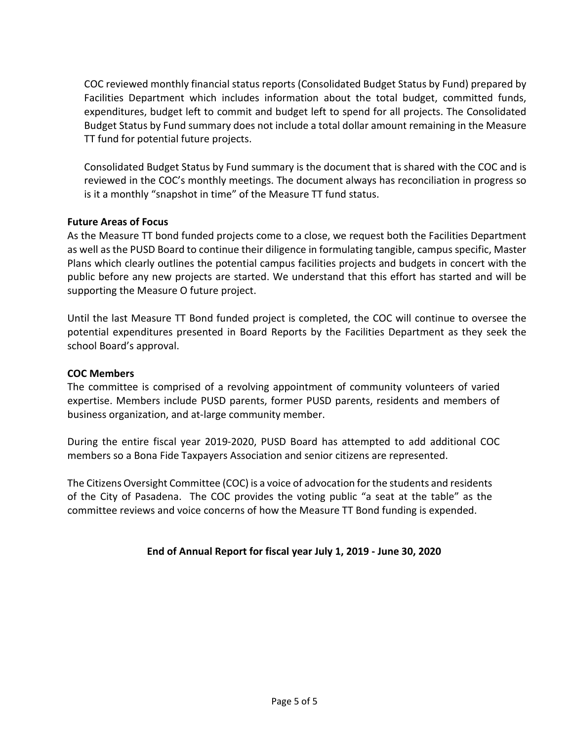COC reviewed monthly financial status reports (Consolidated Budget Status by Fund) prepared by Facilities Department which includes information about the total budget, committed funds, expenditures, budget left to commit and budget left to spend for all projects. The Consolidated Budget Status by Fund summary does not include a total dollar amount remaining in the Measure TT fund for potential future projects.

Consolidated Budget Status by Fund summary is the document that is shared with the COC and is reviewed in the COC's monthly meetings. The document always has reconciliation in progress so is it a monthly "snapshot in time" of the Measure TT fund status.

**Future Areas of Focus**

As the Measure TT bond funded projects come to a close, we request both the Facilities Department as well as the PUSD Board to continue their diligence in formulating tangible, campus specific, Master Plans which clearly outlines the potential campus facilities projects and budgets in concert with the public before any new projects are started. We understand that this effort has started and will be supporting the Measure O future project.

Until the last Measure TT Bond funded project is completed, the COC will continue to oversee the potential expenditures presented in Board Reports by the Facilities Department as they seek the school Board's approval.

**COC Members**

The committee is comprised of a revolving appointment of community volunteers of varied expertise. Members include PUSD parents, former PUSD parents, residents and members of business organization, and at-large community member.

During the entire fiscal year 2019-2020, PUSD Board has attempted to add additional COC members so a Bona Fide Taxpayers Association and senior citizens are represented.

The Citizens Oversight Committee (COC) is a voice of advocation for the students and residents of the City of Pasadena. The COC provides the voting public "a seat at the table" as the committee reviews and voice concerns of how the Measure TT Bond funding is expended.

**End of Annual Report for fiscal year July 1, 2019 - June 30, 2020**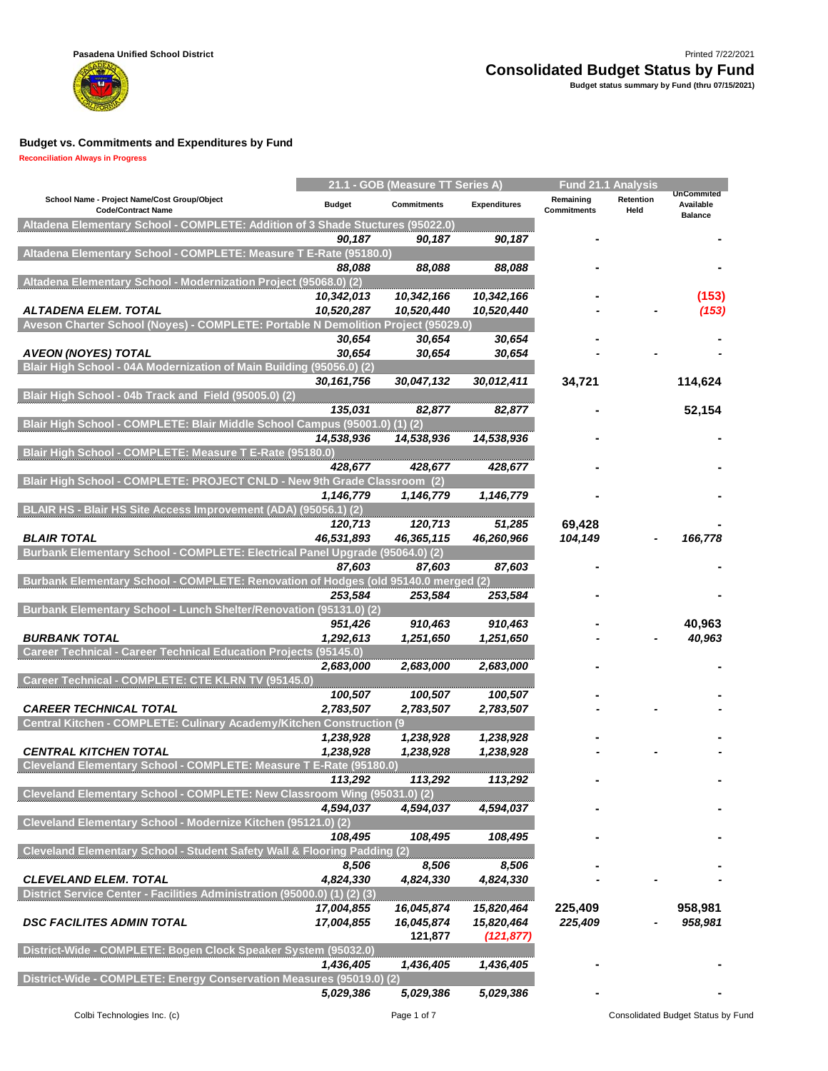Pasadena Unified School District

# Consolidated Budget Status by Fund

**Budget status summary by Fund (thru 07/15/2021)**

Printed 7/22/2021

## Budget vs. Commitments and Expenditures by Fund

**Reconciliation Always in Progress**

| School Name - Project Name/Cost Group/Object Code/Contract Name | 21.1 - GOB (Measure TT Series A) Budget | Commitments | Expenditures | Fund 21.1 Analysis Remaining Commitments | Retention Held | UnCommited Available Balance |
|---|---|---|---|---|---|---|
| **Altadena Elementary School - COMPLETE: Addition of 3 Shade Stuctures (95022.0)** | | | | | | |
| | *90,187* | *90,187* | *90,187* | - | | - |
| **Altadena Elementary School - COMPLETE: Measure T E-Rate (95180.0)** | | | | | | |
| | *88,088* | *88,088* | *88,088* | - | | - |
| **Altadena Elementary School - Modernization Project (95068.0) (2)** | | | | | | |
| | *10,342,013* | *10,342,166* | *10,342,166* | - | | (153) |
| ***ALTADENA ELEM. TOTAL*** | *10,520,287* | *10,520,440* | *10,520,440* | - | - | *(153)* |
| **Aveson Charter School (Noyes) - COMPLETE: Portable N Demolition Project (95029.0)** | | | | | | |
| | *30,654* | *30,654* | *30,654* | - | | - |
| ***AVEON (NOYES) TOTAL*** | *30,654* | *30,654* | *30,654* | - | - | - |
| **Blair High School - 04A Modernization of Main Building (95056.0) (2)** | | | | | | |
| | *30,161,756* | *30,047,132* | *30,012,411* | 34,721 | | 114,624 |
| **Blair High School - 04b Track and Field (95005.0) (2)** | | | | | | |
| | *135,031* | *82,877* | *82,877* | - | | 52,154 |
| **Blair High School - COMPLETE: Blair Middle School Campus (95001.0) (1) (2)** | | | | | | |
| | *14,538,936* | *14,538,936* | *14,538,936* | - | | - |
| **Blair High School - COMPLETE: Measure T E-Rate (95180.0)** | | | | | | |
| | *428,677* | *428,677* | *428,677* | - | | - |
| **Blair High School - COMPLETE: PROJECT CNLD - New 9th Grade Classroom (2)** | | | | | | |
| | *1,146,779* | *1,146,779* | *1,146,779* | - | | - |
| **BLAIR HS - Blair HS Site Access Improvement (ADA) (95056.1) (2)** | | | | | | |
| | *120,713* | *120,713* | *51,285* | 69,428 | | - |
| ***BLAIR TOTAL*** | *46,531,893* | *46,365,115* | *46,260,966* | *104,149* | - | *166,778* |
| **Burbank Elementary School - COMPLETE: Electrical Panel Upgrade (95064.0) (2)** | | | | | | |
| | *87,603* | *87,603* | *87,603* | - | | - |
| **Burbank Elementary School - COMPLETE: Renovation of Hodges (old 95140.0 merged (2)** | | | | | | |
| | *253,584* | *253,584* | *253,584* | - | | - |
| **Burbank Elementary School - Lunch Shelter/Renovation (95131.0) (2)** | | | | | | |
| | *951,426* | *910,463* | *910,463* | - | | 40,963 |
| ***BURBANK TOTAL*** | *1,292,613* | *1,251,650* | *1,251,650* | - | - | *40,963* |
| **Career Technical - Career Technical Education Projects (95145.0)** | | | | | | |
| | *2,683,000* | *2,683,000* | *2,683,000* | - | | - |
| **Career Technical - COMPLETE: CTE KLRN TV (95145.0)** | | | | | | |
| | *100,507* | *100,507* | *100,507* | - | | - |
| ***CAREER TECHNICAL TOTAL*** | *2,783,507* | *2,783,507* | *2,783,507* | - | - | - |
| **Central Kitchen - COMPLETE: Culinary Academy/Kitchen Construction (9** | | | | | | |
| | *1,238,928* | *1,238,928* | *1,238,928* | - | | - |
| ***CENTRAL KITCHEN TOTAL*** | *1,238,928* | *1,238,928* | *1,238,928* | - | - | - |
| **Cleveland Elementary School - COMPLETE: Measure T E-Rate (95180.0)** | | | | | | |
| | *113,292* | *113,292* | *113,292* | - | | - |
| **Cleveland Elementary School - COMPLETE: New Classroom Wing (95031.0) (2)** | | | | | | |
| | *4,594,037* | *4,594,037* | *4,594,037* | - | | - |
| **Cleveland Elementary School - Modernize Kitchen (95121.0) (2)** | | | | | | |
| | *108,495* | *108,495* | *108,495* | - | | - |
| **Cleveland Elementary School - Student Safety Wall & Flooring Padding (2)** | | | | | | |
| | *8,506* | *8,506* | *8,506* | - | | - |
| ***CLEVELAND ELEM. TOTAL*** | *4,824,330* | *4,824,330* | *4,824,330* | - | - | - |
| **District Service Center - Facilities Administration (95000.0) (1) (2) (3)** | | | | | | |
| | *17,004,855* | *16,045,874* | *15,820,464* | 225,409 | | 958,981 |
| ***DSC FACILITES ADMIN TOTAL*** | *17,004,855* | *16,045,874* | *15,820,464* | *225,409* | - | *958,981* |
| | | *121,877* | *(121,877)* | | | |
| **District-Wide - COMPLETE: Bogen Clock Speaker System (95032.0)** | | | | | | |
| | *1,436,405* | *1,436,405* | *1,436,405* | - | | - |
| **District-Wide - COMPLETE: Energy Conservation Measures (95019.0) (2)** | | | | | | |
| | *5,029,386* | *5,029,386* | *5,029,386* | - | | - |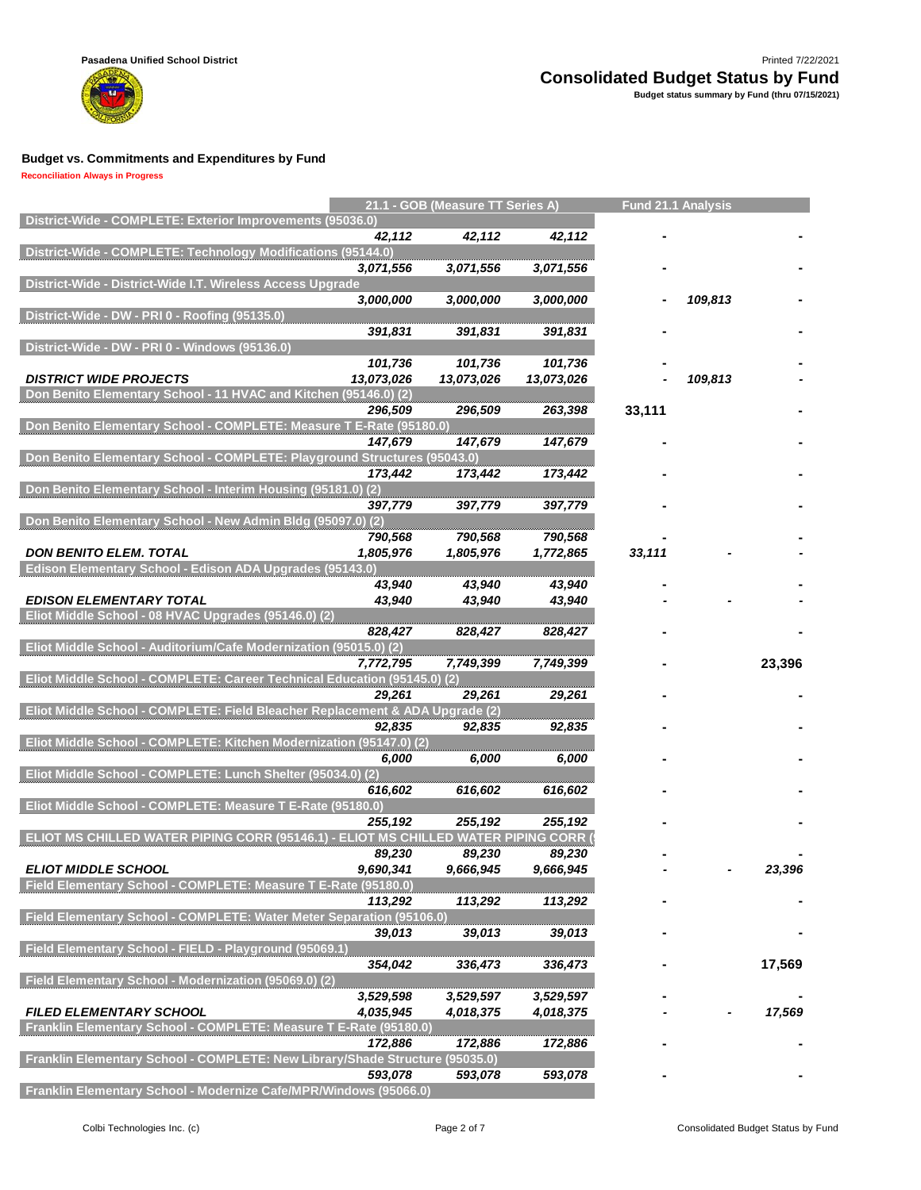Pasadena Unified School District

# Consolidated Budget Status by Fund

**Budget status summary by Fund (thru 07/15/2021)**

## Budget vs. Commitments and Expenditures by Fund

Reconciliation Always in Progress

| | 21.1 - GOB (Measure TT Series A) | | | Fund 21.1 Analysis | | |
|---|---|---|---|---|---|---|
| **District-Wide - COMPLETE: Exterior Improvements (95036.0)** | | | | | | |
| | *42,112* | *42,112* | *42,112* | - | | - |
| **District-Wide - COMPLETE: Technology Modifications (95144.0)** | | | | | | |
| | *3,071,556* | *3,071,556* | *3,071,556* | - | | - |
| **District-Wide - District-Wide I.T. Wireless Access Upgrade** | | | | | | |
| | *3,000,000* | *3,000,000* | *3,000,000* | - | *109,813* | - |
| **District-Wide - DW - PRI 0 - Roofing (95135.0)** | | | | | | |
| | *391,831* | *391,831* | *391,831* | - | | - |
| **District-Wide - DW - PRI 0 - Windows (95136.0)** | | | | | | |
| | *101,736* | *101,736* | *101,736* | - | | - |
| ***DISTRICT WIDE PROJECTS*** | *13,073,026* | *13,073,026* | *13,073,026* | - | *109,813* | - |
| **Don Benito Elementary School - 11 HVAC and Kitchen (95146.0) (2)** | | | | | | |
| | *296,509* | *296,509* | *263,398* | **33,111** | | - |
| **Don Benito Elementary School - COMPLETE: Measure T E-Rate (95180.0)** | | | | | | |
| | *147,679* | *147,679* | *147,679* | - | | - |
| **Don Benito Elementary School - COMPLETE: Playground Structures (95043.0)** | | | | | | |
| | *173,442* | *173,442* | *173,442* | - | | - |
| **Don Benito Elementary School - Interim Housing (95181.0) (2)** | | | | | | |
| | *397,779* | *397,779* | *397,779* | - | | - |
| **Don Benito Elementary School - New Admin Bldg (95097.0) (2)** | | | | | | |
| | *790,568* | *790,568* | *790,568* | - | | - |
| ***DON BENITO ELEM. TOTAL*** | *1,805,976* | *1,805,976* | *1,772,865* | *33,111* | - | - |
| **Edison Elementary School - Edison ADA Upgrades (95143.0)** | | | | | | |
| | *43,940* | *43,940* | *43,940* | - | | - |
| ***EDISON ELEMENTARY TOTAL*** | *43,940* | *43,940* | *43,940* | - | - | - |
| **Eliot Middle School - 08 HVAC Upgrades (95146.0) (2)** | | | | | | |
| | *828,427* | *828,427* | *828,427* | - | | - |
| **Eliot Middle School - Auditorium/Cafe Modernization (95015.0) (2)** | | | | | | |
| | *7,772,795* | *7,749,399* | *7,749,399* | - | | **23,396** |
| **Eliot Middle School - COMPLETE: Career Technical Education (95145.0) (2)** | | | | | | |
| | *29,261* | *29,261* | *29,261* | - | | - |
| **Eliot Middle School - COMPLETE: Field Bleacher Replacement & ADA Upgrade (2)** | | | | | | |
| | *92,835* | *92,835* | *92,835* | - | | - |
| **Eliot Middle School - COMPLETE: Kitchen Modernization (95147.0) (2)** | | | | | | |
| | *6,000* | *6,000* | *6,000* | - | | - |
| **Eliot Middle School - COMPLETE: Lunch Shelter (95034.0) (2)** | | | | | | |
| | *616,602* | *616,602* | *616,602* | - | | - |
| **Eliot Middle School - COMPLETE: Measure T E-Rate (95180.0)** | | | | | | |
| | *255,192* | *255,192* | *255,192* | - | | - |
| **ELIOT MS CHILLED WATER PIPING CORR (95146.1) - ELIOT MS CHILLED WATER PIPING CORR (** | | | | | | |
| | *89,230* | *89,230* | *89,230* | - | | - |
| ***ELIOT MIDDLE SCHOOL*** | *9,690,341* | *9,666,945* | *9,666,945* | - | - | *23,396* |
| **Field Elementary School - COMPLETE: Measure T E-Rate (95180.0)** | | | | | | |
| | *113,292* | *113,292* | *113,292* | - | | - |
| **Field Elementary School - COMPLETE: Water Meter Separation (95106.0)** | | | | | | |
| | *39,013* | *39,013* | *39,013* | - | | - |
| **Field Elementary School - FIELD - Playground (95069.1)** | | | | | | |
| | *354,042* | *336,473* | *336,473* | - | | **17,569** |
| **Field Elementary School - Modernization (95069.0) (2)** | | | | | | |
| | *3,529,598* | *3,529,597* | *3,529,597* | - | | - |
| ***FILED ELEMENTARY SCHOOL*** | *4,035,945* | *4,018,375* | *4,018,375* | - | - | *17,569* |
| **Franklin Elementary School - COMPLETE: Measure T E-Rate (95180.0)** | | | | | | |
| | *172,886* | *172,886* | *172,886* | - | | - |
| **Franklin Elementary School - COMPLETE: New Library/Shade Structure (95035.0)** | | | | | | |
| | *593,078* | *593,078* | *593,078* | - | | - |
| **Franklin Elementary School - Modernize Cafe/MPR/Windows (95066.0)** | | | | | | |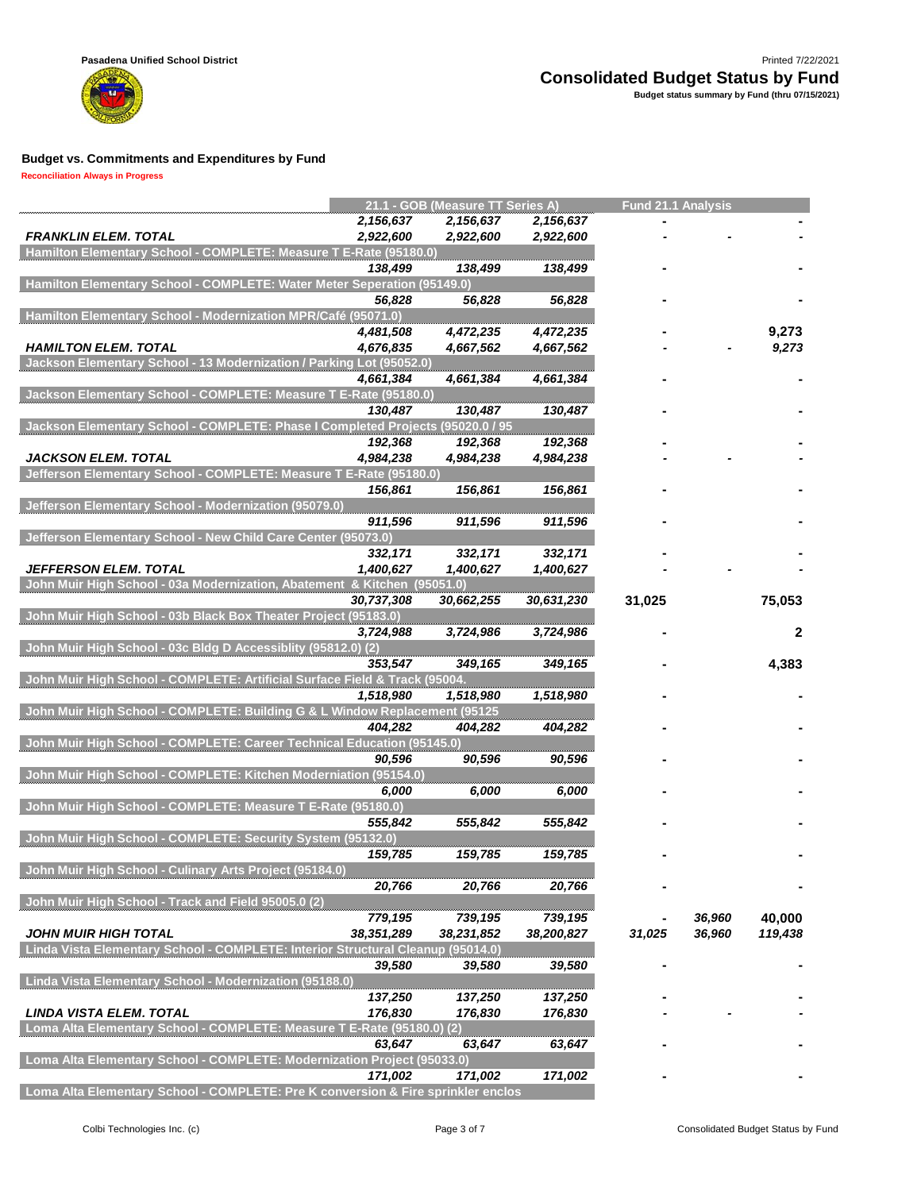Pasadena Unified School District

# Consolidated Budget Status by Fund

Budget status summary by Fund (thru 07/15/2021)

Printed 7/22/2021

## Budget vs. Commitments and Expenditures by Fund

Reconciliation Always in Progress

| | 21.1 - GOB (Measure TT Series A) | | | Fund 21.1 Analysis | | |
|---|---|---|---|---|---|---|
| | *2,156,637* | *2,156,637* | *2,156,637* | - | | - |
| ***FRANKLIN ELEM. TOTAL*** | ***2,922,600*** | ***2,922,600*** | ***2,922,600*** | - | - | - |
| **Hamilton Elementary School - COMPLETE: Measure T E-Rate (95180.0)** | | | | | | |
| | *138,499* | *138,499* | *138,499* | - | | - |
| **Hamilton Elementary School - COMPLETE: Water Meter Seperation (95149.0)** | | | | | | |
| | *56,828* | *56,828* | *56,828* | - | | - |
| **Hamilton Elementary School - Modernization MPR/Café (95071.0)** | | | | | | |
| | *4,481,508* | *4,472,235* | *4,472,235* | - | | **9,273** |
| ***HAMILTON ELEM. TOTAL*** | ***4,676,835*** | ***4,667,562*** | ***4,667,562*** | - | - | ***9,273*** |
| **Jackson Elementary School - 13 Modernization / Parking Lot (95052.0)** | | | | | | |
| | *4,661,384* | *4,661,384* | *4,661,384* | - | | - |
| **Jackson Elementary School - COMPLETE: Measure T E-Rate (95180.0)** | | | | | | |
| | *130,487* | *130,487* | *130,487* | - | | - |
| **Jackson Elementary School - COMPLETE: Phase I Completed Projects (95020.0 / 95** | | | | | | |
| | *192,368* | *192,368* | *192,368* | - | | - |
| ***JACKSON ELEM. TOTAL*** | ***4,984,238*** | ***4,984,238*** | ***4,984,238*** | - | - | - |
| **Jefferson Elementary School - COMPLETE: Measure T E-Rate (95180.0)** | | | | | | |
| | *156,861* | *156,861* | *156,861* | - | | - |
| **Jefferson Elementary School - Modernization (95079.0)** | | | | | | |
| | *911,596* | *911,596* | *911,596* | - | | - |
| **Jefferson Elementary School - New Child Care Center (95073.0)** | | | | | | |
| | *332,171* | *332,171* | *332,171* | - | | - |
| ***JEFFERSON ELEM. TOTAL*** | ***1,400,627*** | ***1,400,627*** | ***1,400,627*** | - | - | - |
| **John Muir High School - 03a Modernization, Abatement & Kitchen (95051.0)** | | | | | | |
| | *30,737,308* | *30,662,255* | *30,631,230* | **31,025** | | **75,053** |
| **John Muir High School - 03b Black Box Theater Project (95183.0)** | | | | | | |
| | *3,724,988* | *3,724,986* | *3,724,986* | - | | **2** |
| **John Muir High School - 03c Bldg D Accessiblity (95812.0) (2)** | | | | | | |
| | *353,547* | *349,165* | *349,165* | - | | **4,383** |
| **John Muir High School - COMPLETE: Artificial Surface Field & Track (95004.** | | | | | | |
| | *1,518,980* | *1,518,980* | *1,518,980* | - | | - |
| **John Muir High School - COMPLETE: Building G & L Window Replacement (95125** | | | | | | |
| | *404,282* | *404,282* | *404,282* | - | | - |
| **John Muir High School - COMPLETE: Career Technical Education (95145.0)** | | | | | | |
| | *90,596* | *90,596* | *90,596* | - | | - |
| **John Muir High School - COMPLETE: Kitchen Moderniation (95154.0)** | | | | | | |
| | *6,000* | *6,000* | *6,000* | - | | - |
| **John Muir High School - COMPLETE: Measure T E-Rate (95180.0)** | | | | | | |
| | *555,842* | *555,842* | *555,842* | - | | - |
| **John Muir High School - COMPLETE: Security System (95132.0)** | | | | | | |
| | *159,785* | *159,785* | *159,785* | - | | - |
| **John Muir High School - Culinary Arts Project (95184.0)** | | | | | | |
| | *20,766* | *20,766* | *20,766* | - | | - |
| **John Muir High School - Track and Field 95005.0 (2)** | | | | | | |
| | *779,195* | *739,195* | *739,195* | - | *36,960* | **40,000** |
| ***JOHN MUIR HIGH TOTAL*** | ***38,351,289*** | ***38,231,852*** | ***38,200,827*** | ***31,025*** | ***36,960*** | ***119,438*** |
| **Linda Vista Elementary School - COMPLETE: Interior Structural Cleanup (95014.0)** | | | | | | |
| | *39,580* | *39,580* | *39,580* | - | | - |
| **Linda Vista Elementary School - Modernization (95188.0)** | | | | | | |
| | *137,250* | *137,250* | *137,250* | - | | - |
| ***LINDA VISTA ELEM. TOTAL*** | ***176,830*** | ***176,830*** | ***176,830*** | - | - | - |
| **Loma Alta Elementary School - COMPLETE: Measure T E-Rate (95180.0) (2)** | | | | | | |
| | *63,647* | *63,647* | *63,647* | - | | - |
| **Loma Alta Elementary School - COMPLETE: Modernization Project (95033.0)** | | | | | | |
| | *171,002* | *171,002* | *171,002* | - | | - |
| **Loma Alta Elementary School - COMPLETE: Pre K conversion & Fire sprinkler enclos** | | | | | | |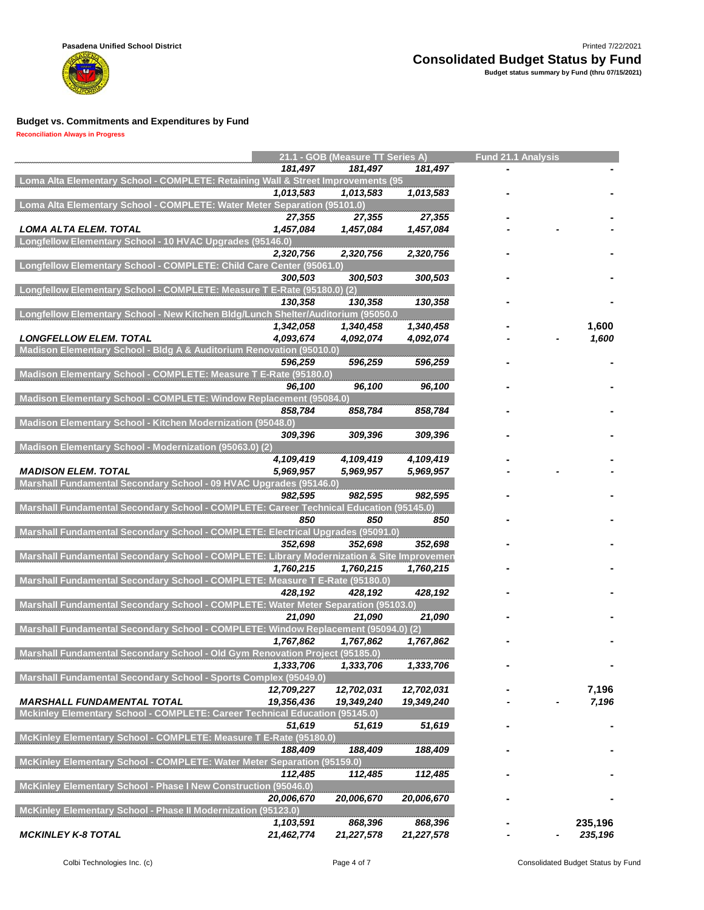Pasadena Unified School District

# Consolidated Budget Status by Fund

Budget status summary by Fund (thru 07/15/2021)

## Budget vs. Commitments and Expenditures by Fund

Reconciliation Always in Progress

| | 21.1 - GOB (Measure TT Series A) | | | Fund 21.1 Analysis | | |
|---|---|---|---|---|---|---|
| | 181,497 | 181,497 | 181,497 | - | | - |
| Loma Alta Elementary School - COMPLETE: Retaining Wall & Street Improvements (95 | | | | | | |
| | 1,013,583 | 1,013,583 | 1,013,583 | - | | - |
| Loma Alta Elementary School - COMPLETE: Water Meter Separation (95101.0) | | | | | | |
| | 27,355 | 27,355 | 27,355 | - | | - |
| ***LOMA ALTA ELEM. TOTAL*** | 1,457,084 | 1,457,084 | 1,457,084 | - | - | - |
| Longfellow Elementary School - 10 HVAC Upgrades (95146.0) | | | | | | |
| | 2,320,756 | 2,320,756 | 2,320,756 | - | | - |
| Longfellow Elementary School - COMPLETE: Child Care Center (95061.0) | | | | | | |
| | 300,503 | 300,503 | 300,503 | - | | - |
| Longfellow Elementary School - COMPLETE: Measure T E-Rate (95180.0) (2) | | | | | | |
| | 130,358 | 130,358 | 130,358 | - | | - |
| Longfellow Elementary School - New Kitchen Bldg/Lunch Shelter/Auditorium (95050.0 | | | | | | |
| | 1,342,058 | 1,340,458 | 1,340,458 | - | | 1,600 |
| ***LONGFELLOW ELEM. TOTAL*** | 4,093,674 | 4,092,074 | 4,092,074 | - | - | 1,600 |
| Madison Elementary School - Bldg A & Auditorium Renovation (95010.0) | | | | | | |
| | 596,259 | 596,259 | 596,259 | - | | - |
| Madison Elementary School - COMPLETE: Measure T E-Rate (95180.0) | | | | | | |
| | 96,100 | 96,100 | 96,100 | - | | - |
| Madison Elementary School - COMPLETE: Window Replacement (95084.0) | | | | | | |
| | 858,784 | 858,784 | 858,784 | - | | - |
| Madison Elementary School - Kitchen Modernization (95048.0) | | | | | | |
| | 309,396 | 309,396 | 309,396 | - | | - |
| Madison Elementary School - Modernization (95063.0) (2) | | | | | | |
| | 4,109,419 | 4,109,419 | 4,109,419 | - | | - |
| ***MADISON ELEM. TOTAL*** | 5,969,957 | 5,969,957 | 5,969,957 | - | - | - |
| Marshall Fundamental Secondary School - 09 HVAC Upgrades (95146.0) | | | | | | |
| | 982,595 | 982,595 | 982,595 | - | | - |
| Marshall Fundamental Secondary School - COMPLETE: Career Technical Education (95145.0) | | | | | | |
| | 850 | 850 | 850 | - | | - |
| Marshall Fundamental Secondary School - COMPLETE: Electrical Upgrades (95091.0) | | | | | | |
| | 352,698 | 352,698 | 352,698 | - | | - |
| Marshall Fundamental Secondary School - COMPLETE: Library Modernization & Site Improvemen | | | | | | |
| | 1,760,215 | 1,760,215 | 1,760,215 | - | | - |
| Marshall Fundamental Secondary School - COMPLETE: Measure T E-Rate (95180.0) | | | | | | |
| | 428,192 | 428,192 | 428,192 | - | | - |
| Marshall Fundamental Secondary School - COMPLETE: Water Meter Separation (95103.0) | | | | | | |
| | 21,090 | 21,090 | 21,090 | - | | - |
| Marshall Fundamental Secondary School - COMPLETE: Window Replacement (95094.0) (2) | | | | | | |
| | 1,767,862 | 1,767,862 | 1,767,862 | - | | - |
| Marshall Fundamental Secondary School - Old Gym Renovation Project (95185.0) | | | | | | |
| | 1,333,706 | 1,333,706 | 1,333,706 | - | | - |
| Marshall Fundamental Secondary School - Sports Complex (95049.0) | | | | | | |
| | 12,709,227 | 12,702,031 | 12,702,031 | - | | 7,196 |
| ***MARSHALL FUNDAMENTAL TOTAL*** | 19,356,436 | 19,349,240 | 19,349,240 | - | - | 7,196 |
| Mckinley Elementary School - COMPLETE: Career Technical Education (95145.0) | | | | | | |
| | 51,619 | 51,619 | 51,619 | - | | - |
| McKinley Elementary School - COMPLETE: Measure T E-Rate (95180.0) | | | | | | |
| | 188,409 | 188,409 | 188,409 | - | | - |
| McKinley Elementary School - COMPLETE: Water Meter Separation (95159.0) | | | | | | |
| | 112,485 | 112,485 | 112,485 | - | | - |
| McKinley Elementary School - Phase I New Construction (95046.0) | | | | | | |
| | 20,006,670 | 20,006,670 | 20,006,670 | - | | - |
| McKinley Elementary School - Phase II Modernization (95123.0) | | | | | | |
| | 1,103,591 | 868,396 | 868,396 | - | | 235,196 |
| ***MCKINLEY K-8 TOTAL*** | 21,462,774 | 21,227,578 | 21,227,578 | - | - | 235,196 |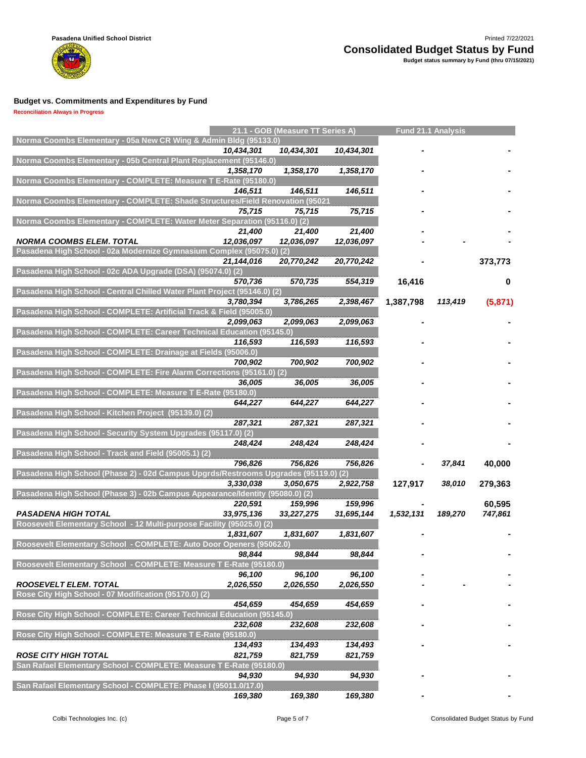Pasadena Unified School District

# Consolidated Budget Status by Fund

**Budget status summary by Fund (thru 07/15/2021)**

## Budget vs. Commitments and Expenditures by Fund

Reconciliation Always in Progress

| | 21.1 - GOB (Measure TT Series A) | | | Fund 21.1 Analysis | | |
|---|---|---|---|---|---|---|
| **Norma Coombs Elementary - 05a New CR Wing & Admin Bldg (95133.0)** | | | | | | |
| | *10,434,301* | *10,434,301* | *10,434,301* | - | | - |
| **Norma Coombs Elementary - 05b Central Plant Replacement (95146.0)** | | | | | | |
| | *1,358,170* | *1,358,170* | *1,358,170* | - | | - |
| **Norma Coombs Elementary - COMPLETE: Measure T E-Rate (95180.0)** | | | | | | |
| | *146,511* | *146,511* | *146,511* | - | | - |
| **Norma Coombs Elementary - COMPLETE: Shade Structures/Field Renovation (95021** | | | | | | |
| | *75,715* | *75,715* | *75,715* | - | | - |
| **Norma Coombs Elementary - COMPLETE: Water Meter Separation (95116.0) (2)** | | | | | | |
| | *21,400* | *21,400* | *21,400* | - | | - |
| ***NORMA COOMBS ELEM. TOTAL*** | *12,036,097* | *12,036,097* | *12,036,097* | - | - | - |
| **Pasadena High School - 02a Modernize Gymnasium Complex (95075.0) (2)** | | | | | | |
| | *21,144,016* | *20,770,242* | *20,770,242* | - | | 373,773 |
| **Pasadena High School - 02c ADA Upgrade (DSA) (95074.0) (2)** | | | | | | |
| | *570,736* | *570,735* | *554,319* | 16,416 | | 0 |
| **Pasadena High School - Central Chilled Water Plant Project (95146.0) (2)** | | | | | | |
| | *3,780,394* | *3,786,265* | *2,398,467* | 1,387,798 | *113,419* | (5,871) |
| **Pasadena High School - COMPLETE: Artificial Track & Field (95005.0)** | | | | | | |
| | *2,099,063* | *2,099,063* | *2,099,063* | - | | - |
| **Pasadena High School - COMPLETE: Career Technical Education (95145.0)** | | | | | | |
| | *116,593* | *116,593* | *116,593* | - | | - |
| **Pasadena High School - COMPLETE: Drainage at Fields (95006.0)** | | | | | | |
| | *700,902* | *700,902* | *700,902* | - | | - |
| **Pasadena High School - COMPLETE: Fire Alarm Corrections (95161.0) (2)** | | | | | | |
| | *36,005* | *36,005* | *36,005* | - | | - |
| **Pasadena High School - COMPLETE: Measure T E-Rate (95180.0)** | | | | | | |
| | *644,227* | *644,227* | *644,227* | - | | - |
| **Pasadena High School - Kitchen Project (95139.0) (2)** | | | | | | |
| | *287,321* | *287,321* | *287,321* | - | | - |
| **Pasadena High School - Security System Upgrades (95117.0) (2)** | | | | | | |
| | *248,424* | *248,424* | *248,424* | - | | - |
| **Pasadena High School - Track and Field (95005.1) (2)** | | | | | | |
| | *796,826* | *756,826* | *756,826* | - | *37,841* | 40,000 |
| **Pasadena High School (Phase 2) - 02d Campus Upgrds/Restrooms Upgrades (95119.0) (2)** | | | | | | |
| | *3,330,038* | *3,050,675* | *2,922,758* | 127,917 | *38,010* | 279,363 |
| **Pasadena High School (Phase 3) - 02b Campus Appearance/Identity (95080.0) (2)** | | | | | | |
| | *220,591* | *159,996* | *159,996* | - | | 60,595 |
| ***PASADENA HIGH TOTAL*** | *33,975,136* | *33,227,275* | *31,695,144* | *1,532,131* | *189,270* | *747,861* |
| **Roosevelt Elementary School - 12 Multi-purpose Facility (95025.0) (2)** | | | | | | |
| | *1,831,607* | *1,831,607* | *1,831,607* | - | | - |
| **Roosevelt Elementary School - COMPLETE: Auto Door Openers (95062.0)** | | | | | | |
| | *98,844* | *98,844* | *98,844* | - | | - |
| **Roosevelt Elementary School - COMPLETE: Measure T E-Rate (95180.0)** | | | | | | |
| | *96,100* | *96,100* | *96,100* | - | | - |
| ***ROOSEVELT ELEM. TOTAL*** | *2,026,550* | *2,026,550* | *2,026,550* | - | - | - |
| **Rose City High School - 07 Modification (95170.0) (2)** | | | | | | |
| | *454,659* | *454,659* | *454,659* | - | | - |
| **Rose City High School - COMPLETE: Career Technical Education (95145.0)** | | | | | | |
| | *232,608* | *232,608* | *232,608* | - | | - |
| **Rose City High School - COMPLETE: Measure T E-Rate (95180.0)** | | | | | | |
| | *134,493* | *134,493* | *134,493* | - | | - |
| ***ROSE CITY HIGH TOTAL*** | *821,759* | *821,759* | *821,759* | | | |
| **San Rafael Elementary School - COMPLETE: Measure T E-Rate (95180.0)** | | | | | | |
| | *94,930* | *94,930* | *94,930* | - | | - |
| **San Rafael Elementary School - COMPLETE: Phase I (95011.0/17.0)** | | | | | | |
| | *169,380* | *169,380* | *169,380* | - | | - |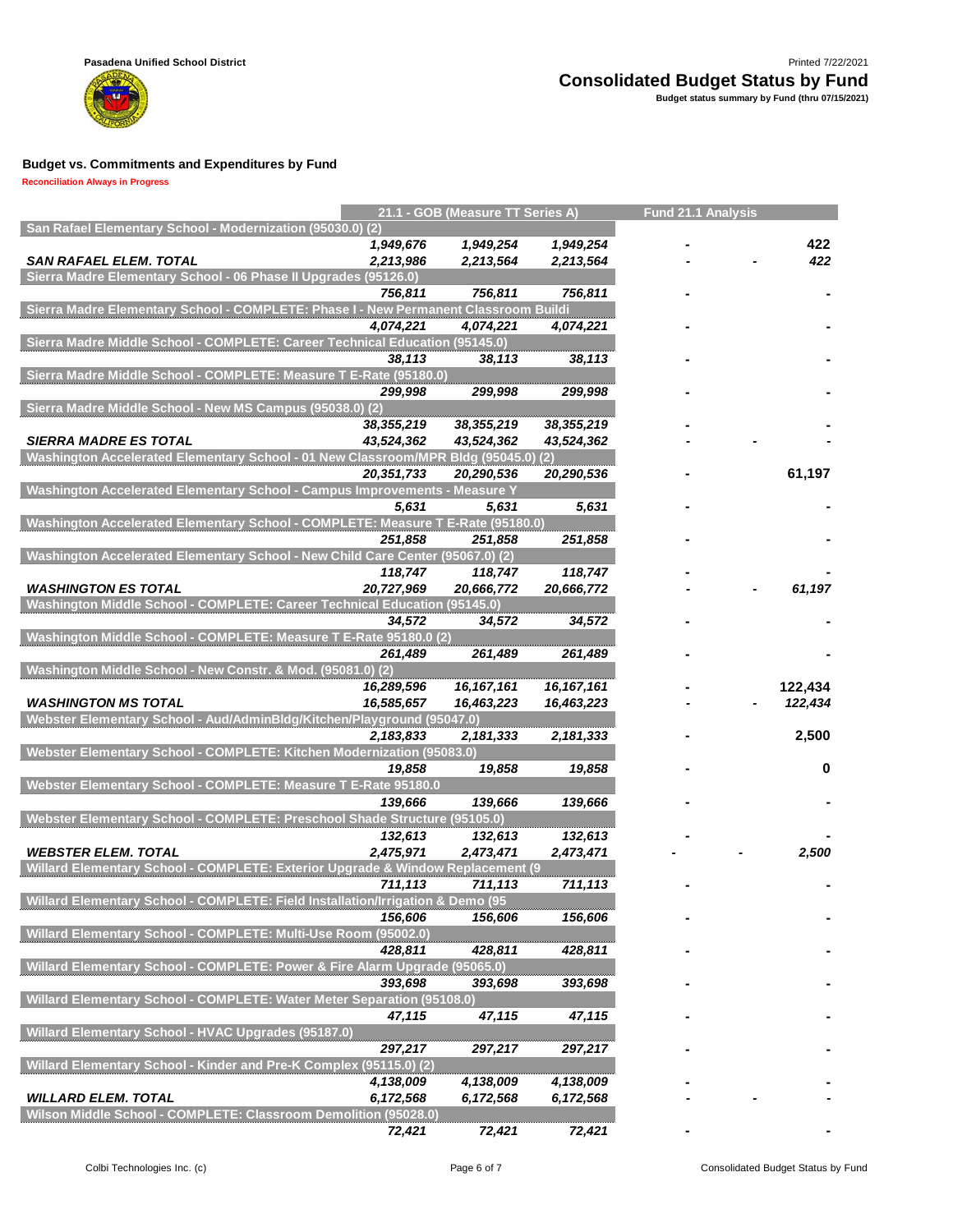Pasadena Unified School District

# Consolidated Budget Status by Fund

**Budget status summary by Fund (thru 07/15/2021)**

## Budget vs. Commitments and Expenditures by Fund

Reconciliation Always in Progress

| | 21.1 - GOB (Measure TT Series A) | | | Fund 21.1 Analysis | | |
|---|---|---|---|---|---|---|
| **San Rafael Elementary School - Modernization (95030.0) (2)** | | | | | | |
| | *1,949,676* | *1,949,254* | *1,949,254* | - | | 422 |
| ***SAN RAFAEL ELEM. TOTAL*** | *2,213,986* | *2,213,564* | *2,213,564* | - | - | *422* |
| **Sierra Madre Elementary School - 06 Phase II Upgrades (95126.0)** | | | | | | |
| | *756,811* | *756,811* | *756,811* | - | | - |
| **Sierra Madre Elementary School - COMPLETE: Phase I - New Permanent Classroom Buildi** | | | | | | |
| | *4,074,221* | *4,074,221* | *4,074,221* | - | | - |
| **Sierra Madre Middle School - COMPLETE: Career Technical Education (95145.0)** | | | | | | |
| | *38,113* | *38,113* | *38,113* | - | | - |
| **Sierra Madre Middle School - COMPLETE: Measure T E-Rate (95180.0)** | | | | | | |
| | *299,998* | *299,998* | *299,998* | - | | - |
| **Sierra Madre Middle School - New MS Campus (95038.0) (2)** | | | | | | |
| | *38,355,219* | *38,355,219* | *38,355,219* | - | | - |
| ***SIERRA MADRE ES TOTAL*** | *43,524,362* | *43,524,362* | *43,524,362* | - | - | - |
| **Washington Accelerated Elementary School - 01 New Classroom/MPR Bldg (95045.0) (2)** | | | | | | |
| | *20,351,733* | *20,290,536* | *20,290,536* | - | | 61,197 |
| **Washington Accelerated Elementary School - Campus Improvements - Measure Y** | | | | | | |
| | *5,631* | *5,631* | *5,631* | | | - |
| **Washington Accelerated Elementary School - COMPLETE: Measure T E-Rate (95180.0)** | | | | | | |
| | *251,858* | *251,858* | *251,858* | - | | - |
| **Washington Accelerated Elementary School - New Child Care Center (95067.0) (2)** | | | | | | |
| | *118,747* | *118,747* | *118,747* | - | | - |
| ***WASHINGTON ES TOTAL*** | *20,727,969* | *20,666,772* | *20,666,772* | - | - | *61,197* |
| **Washington Middle School - COMPLETE: Career Technical Education (95145.0)** | | | | | | |
| | *34,572* | *34,572* | *34,572* | - | | - |
| **Washington Middle School - COMPLETE: Measure T E-Rate 95180.0 (2)** | | | | | | |
| | *261,489* | *261,489* | *261,489* | - | | - |
| **Washington Middle School - New Constr. & Mod. (95081.0) (2)** | | | | | | |
| | *16,289,596* | *16,167,161* | *16,167,161* | - | | 122,434 |
| ***WASHINGTON MS TOTAL*** | *16,585,657* | *16,463,223* | *16,463,223* | - | - | *122,434* |
| **Webster Elementary School - Aud/AdminBldg/Kitchen/Playground (95047.0)** | | | | | | |
| | *2,183,833* | *2,181,333* | *2,181,333* | - | | 2,500 |
| **Webster Elementary School - COMPLETE: Kitchen Modernization (95083.0)** | | | | | | |
| | *19,858* | *19,858* | *19,858* | - | | 0 |
| **Webster Elementary School - COMPLETE: Measure T E-Rate 95180.0** | | | | | | |
| | *139,666* | *139,666* | *139,666* | - | | - |
| **Webster Elementary School - COMPLETE: Preschool Shade Structure (95105.0)** | | | | | | |
| | *132,613* | *132,613* | *132,613* | - | | - |
| ***WEBSTER ELEM. TOTAL*** | *2,475,971* | *2,473,471* | *2,473,471* | - | - | *2,500* |
| **Willard Elementary School - COMPLETE: Exterior Upgrade & Window Replacement (9** | | | | | | |
| | *711,113* | *711,113* | *711,113* | - | | - |
| **Willard Elementary School - COMPLETE: Field Installation/Irrigation & Demo (95** | | | | | | |
| | *156,606* | *156,606* | *156,606* | - | | - |
| **Willard Elementary School - COMPLETE: Multi-Use Room (95002.0)** | | | | | | |
| | *428,811* | *428,811* | *428,811* | - | | - |
| **Willard Elementary School - COMPLETE: Power & Fire Alarm Upgrade (95065.0)** | | | | | | |
| | *393,698* | *393,698* | *393,698* | - | | - |
| **Willard Elementary School - COMPLETE: Water Meter Separation (95108.0)** | | | | | | |
| | *47,115* | *47,115* | *47,115* | - | | - |
| **Willard Elementary School - HVAC Upgrades (95187.0)** | | | | | | |
| | *297,217* | *297,217* | *297,217* | - | | - |
| **Willard Elementary School - Kinder and Pre-K Complex (95115.0) (2)** | | | | | | |
| | *4,138,009* | *4,138,009* | *4,138,009* | - | | - |
| ***WILLARD ELEM. TOTAL*** | *6,172,568* | *6,172,568* | *6,172,568* | - | - | - |
| **Wilson Middle School - COMPLETE: Classroom Demolition (95028.0)** | | | | | | |
| | *72,421* | *72,421* | *72,421* | - | | - |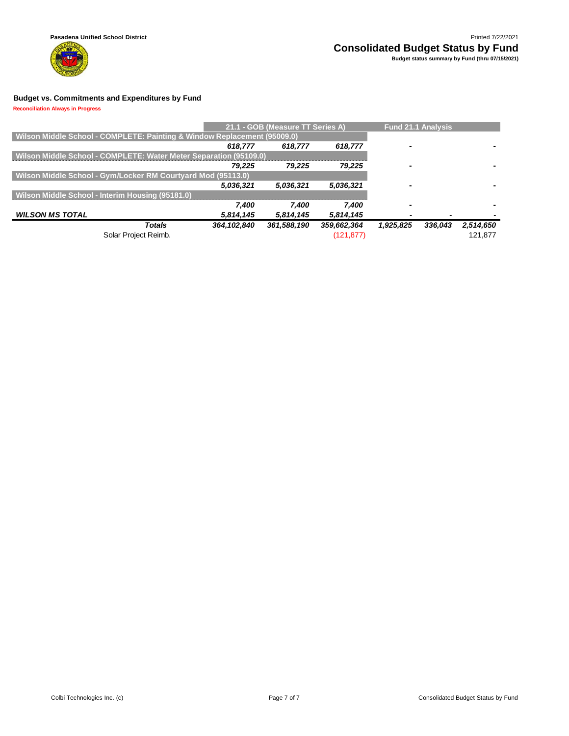Pasadena Unified School District

# Consolidated Budget Status by Fund

**Budget status summary by Fund (thru 07/15/2021)**

Printed 7/22/2021

## Budget vs. Commitments and Expenditures by Fund

**Reconciliation Always in Progress**

| | 21.1 - GOB (Measure TT Series A) | | | Fund 21.1 Analysis | | |
|---|---|---|---|---|---|---|
| **Wilson Middle School - COMPLETE: Painting & Window Replacement (95009.0)** | | | | | | |
| | *618,777* | *618,777* | *618,777* | - | | - |
| **Wilson Middle School - COMPLETE: Water Meter Separation (95109.0)** | | | | | | |
| | *79,225* | *79,225* | *79,225* | - | | - |
| **Wilson Middle School - Gym/Locker RM Courtyard Mod (95113.0)** | | | | | | |
| | *5,036,321* | *5,036,321* | *5,036,321* | - | | - |
| **Wilson Middle School - Interim Housing (95181.0)** | | | | | | |
| | *7,400* | *7,400* | *7,400* | - | | - |
| ***WILSON MS TOTAL*** | *5,814,145* | *5,814,145* | *5,814,145* | - | - | - |
| ***Totals*** | ***364,102,840*** | ***361,588,190*** | ***359,662,364*** | ***1,925,825*** | ***336,043*** | ***2,514,650*** |
| Solar Project Reimb. | | | (121,877) | | | 121,877 |

Colbi Technologies Inc. (c)

Consolidated Budget Status by Fund